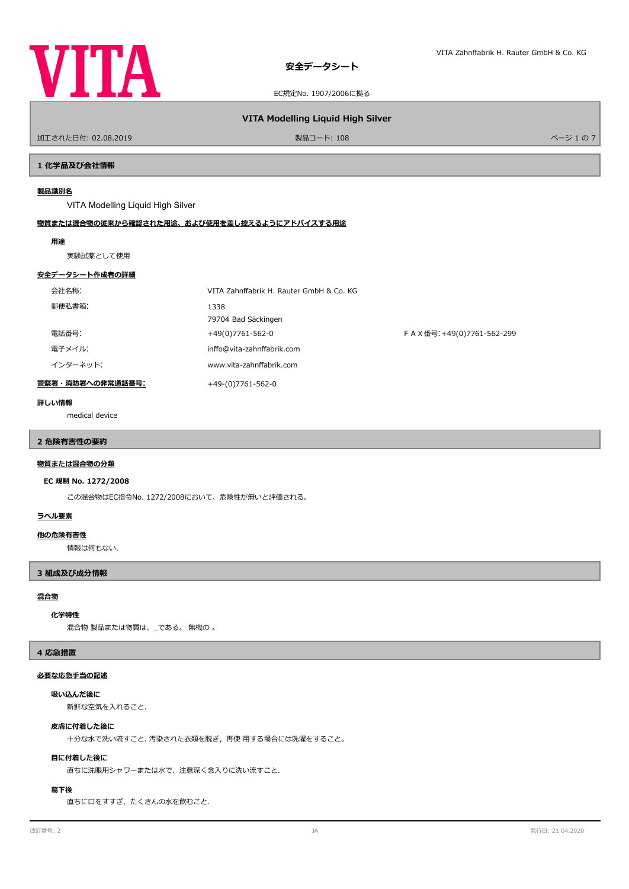# 安全データシート

EC規定No. 1907/2006に拠る

## VITA Modelling Liquid High Silver

加工された日付: 02.08.2019　　製品コード: 108

## 1 化学品及び会社情報

**製品識別名**

VITA Modelling Liquid High Silver

**物質または混合物の従来から確認された用途、および使用を差し控えるようにアドバイスする用途**

**用途**

実験試薬として使用

**安全データシート作成者の詳細**

| | | |
|---|---|---|
| 会社名称: | VITA Zahnffabrik H. Rauter GmbH & Co. KG | |
| 郵便私書箱: | 1338<br>79704 Bad Säckingen | |
| 電話番号: | +49(0)7761-562-0 | ＦＡＸ番号:+49(0)7761-562-299 |
| 電子メイル: | inffo@vita-zahnffabrik.com | |
| インターネット: | www.vita-zahnffabrik.com | |

**警察署・消防署への非常通話番号:**　+49-(0)7761-562-0

**詳しい情報**

medical device

## 2 危険有害性の要約

**物質または混合物の分類**

**EC 規制 No. 1272/2008**

この混合物はEC指令No. 1272/2008において、危険性が無いと評価される。

**ラベル要素**

**他の危険有害性**

情報は何もない.

## 3 組成及び成分情報

**混合物**

**化学特性**

混合物 製品または物質は、_である。 無機の 。

## 4 応急措置

**必要な応急手当の記述**

**吸い込んだ後に**

新鮮な空気を入れること.

**皮膚に付着した後に**

十分な水で洗い流すこと. 汚染された衣類を脱ぎ，再使 用する場合には洗濯をすること。

**目に付着した後に**

直ちに洗眼用シャワーまたは水で、注意深く念入りに洗い流すこと.

**嚥下後**

直ちに口をすすぎ、たくさんの水を飲むこと.

改訂番号: 2　　JA　　発行日: 21.04.2020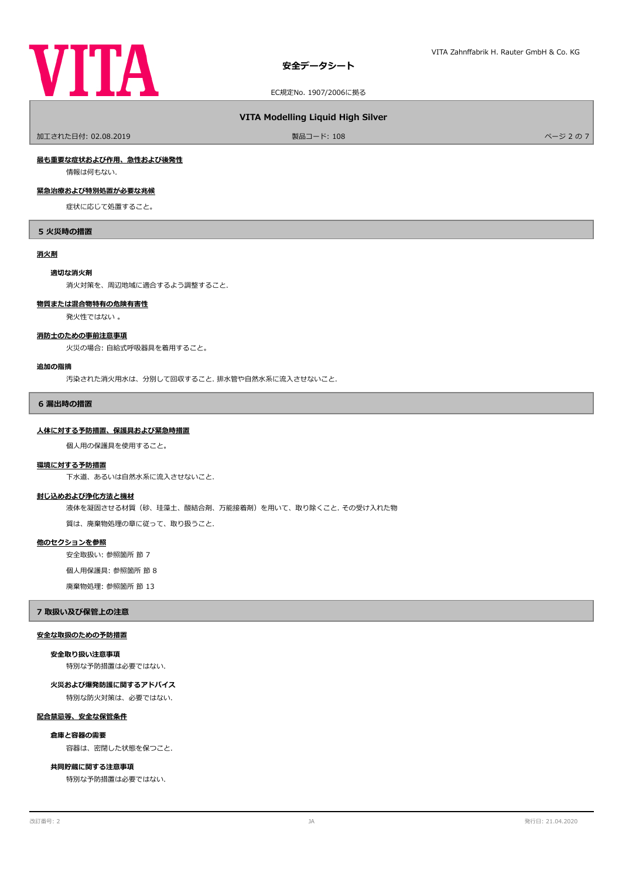**最も重要な症状および作用、急性および後発性**

情報は何もない.

**緊急治療および特別処置が必要な兆候**

症状に応じて処置すること。

## 5 火災時の措置

**消火剤**

**適切な消火剤**

消火対策を、周辺地域に適合するよう調整すること.

**物質または混合物特有の危険有害性**

発火性ではない 。

**消防士のための事前注意事項**

火災の場合: 自給式呼吸器具を着用すること。

**追加の指摘**

汚染された消火用水は、分別して回収すること. 排水管や自然水系に流入させないこと.

## 6 漏出時の措置

**人体に対する予防措置、保護具および緊急時措置**

個人用の保護具を使用すること。

**環境に対する予防措置**

下水道、あるいは自然水系に流入させないこと.

**封じ込めおよび浄化方法と機材**

液体を凝固させる材質（砂、珪藻土、酸結合剤、万能接着剤）を用いて、取り除くこと. その受け入れた物質は、廃棄物処理の章に従って、取り扱うこと.

**他のセクションを参照**

安全取扱い: 参照箇所 節 7

個人用保護具: 参照箇所 節 8

廃棄物処理: 参照箇所 節 13

## 7 取扱い及び保管上の注意

**安全な取扱のための予防措置**

**安全取り扱い注意事項**

特別な予防措置は必要ではない.

**火災および爆発防護に関するアドバイス**

特別な防火対策は、必要ではない.

**配合禁忌等、安全な保管条件**

**倉庫と容器の需要**

容器は、密閉した状態を保つこと.

**共同貯蔵に関する注意事項**

特別な予防措置は必要ではない.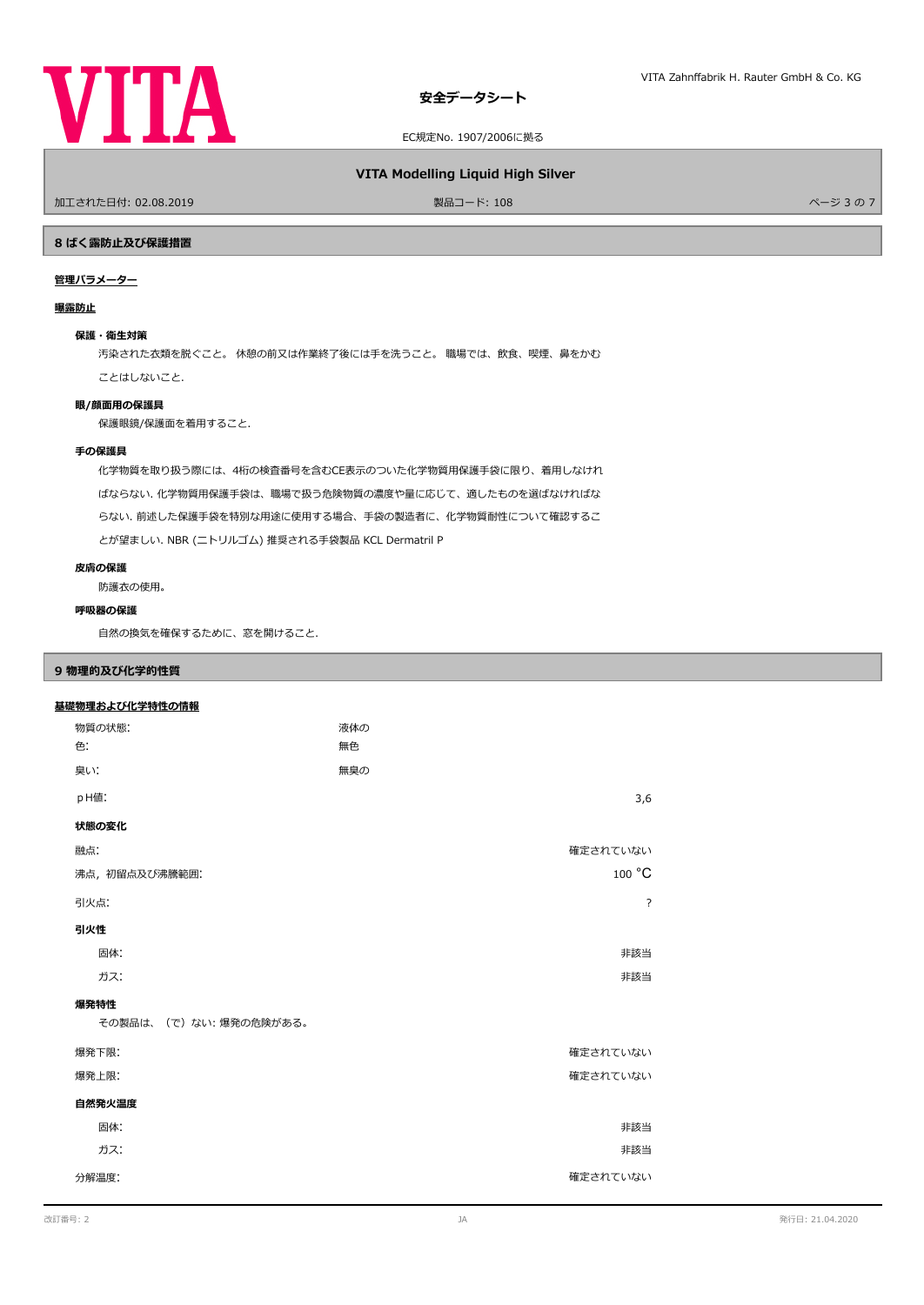## 8 ばく露防止及び保護措置

**管理パラメーター**

**曝露防止**

**保護・衛生対策**

汚染された衣類を脱ぐこと。 休憩の前又は作業終了後には手を洗うこと。 職場では、飲食、喫煙、鼻をかむことはしないこと.

**眼/顔面用の保護具**

保護眼鏡/保護面を着用すること.

**手の保護具**

化学物質を取り扱う際には、4桁の検査番号を含むCE表示のついた化学物質用保護手袋に限り、着用しなければならない. 化学物質用保護手袋は、職場で扱う危険物質の濃度や量に応じて、適したものを選ばなければならない. 前述した保護手袋を特別な用途に使用する場合、手袋の製造者に、化学物質耐性について確認することが望ましい. NBR (ニトリルゴム) 推奨される手袋製品 KCL Dermatril P

**皮膚の保護**

防護衣の使用。

**呼吸器の保護**

自然の換気を確保するために、窓を開けること.

## 9 物理的及び化学的性質

**基礎物理および化学特性の情報**

| | | |
|---|---|---|
| 物質の状態: | 液体の | |
| 色: | 無色 | |
| 臭い: | 無臭の | |
| pＨ値: | | 3,6 |

**状態の変化**

| | |
|---|---|
| 融点: | 確定されていない |
| 沸点，初留点及び沸騰範囲: | 100 °C |
| 引火点: | ? |

**引火性**

| | |
|---|---|
| 固体: | 非該当 |
| ガス: | 非該当 |

**爆発特性**

その製品は、（で）ない: 爆発の危険がある。

| | |
|---|---|
| 爆発下限: | 確定されていない |
| 爆発上限: | 確定されていない |

**自然発火温度**

| | |
|---|---|
| 固体: | 非該当 |
| ガス: | 非該当 |
| 分解温度: | 確定されていない |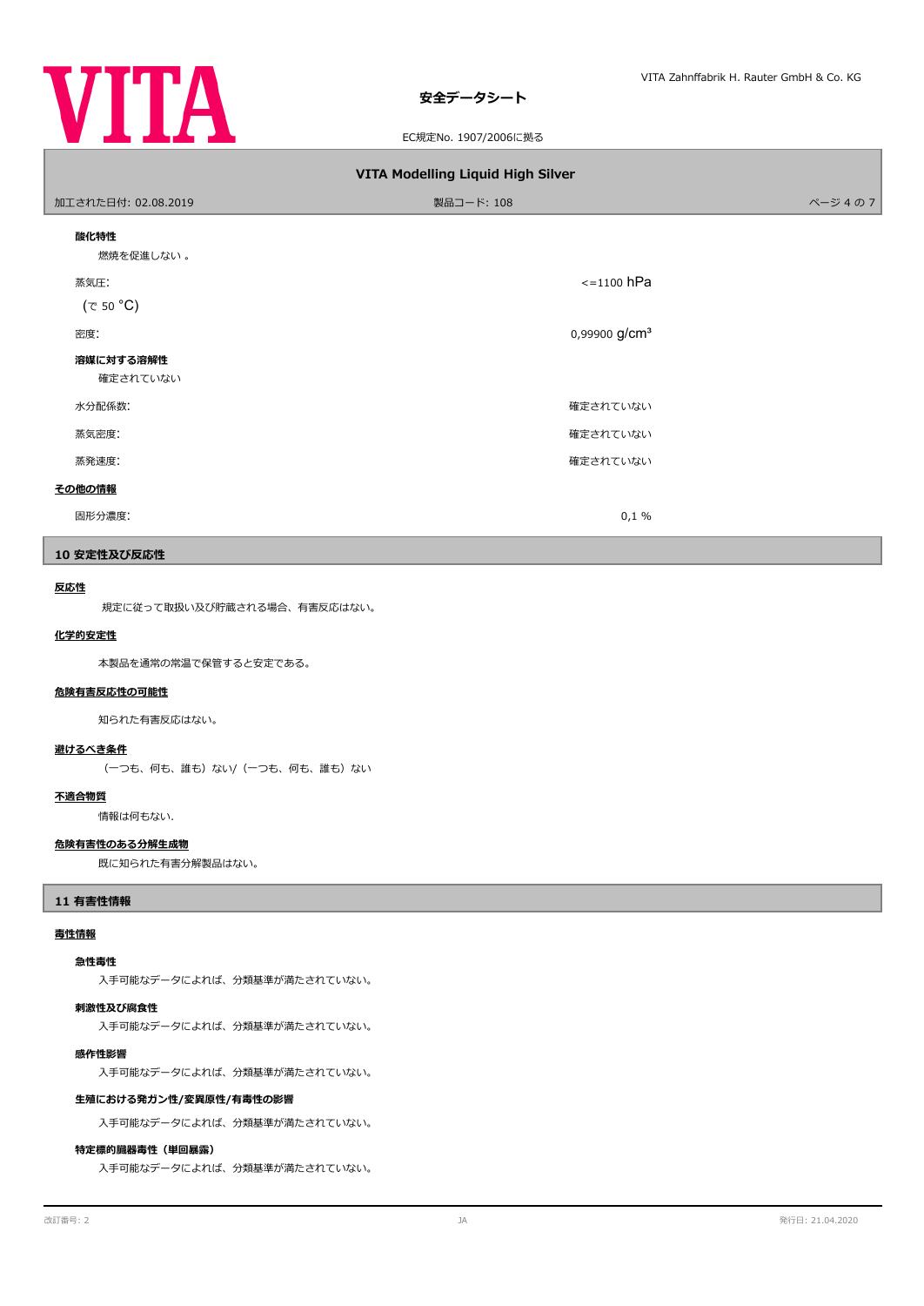**酸化特性**

燃焼を促進しない 。

| | |
|---|---|
| 蒸気圧: | <=1100 hPa |
| (で 50 °C) | |
| 密度: | 0,99900 g/cm³ |

**溶媒に対する溶解性**

確定されていない

| | |
|---|---|
| 水分配係数: | 確定されていない |
| 蒸気密度: | 確定されていない |
| 蒸発速度: | 確定されていない |

**その他の情報**

| | |
|---|---|
| 固形分濃度: | 0,1 % |

## 10 安定性及び反応性

**反応性**

規定に従って取扱い及び貯蔵される場合、有害反応はない。

**化学的安定性**

本製品を通常の常温で保管すると安定である。

**危険有害反応性の可能性**

知られた有害反応はない。

**避けるべき条件**

（一つも、何も、誰も）ない/（一つも、何も、誰も）ない

**不適合物質**

情報は何もない.

**危険有害性のある分解生成物**

既に知られた有害分解製品はない。

## 11 有害性情報

**毒性情報**

**急性毒性**

入手可能なデータによれば、分類基準が満たされていない。

**刺激性及び腐食性**

入手可能なデータによれば、分類基準が満たされていない。

**感作性影響**

入手可能なデータによれば、分類基準が満たされていない。

**生殖における発ガン性/変異原性/有毒性の影響**

入手可能なデータによれば、分類基準が満たされていない。

**特定標的臓器毒性（単回暴露）**

入手可能なデータによれば、分類基準が満たされていない。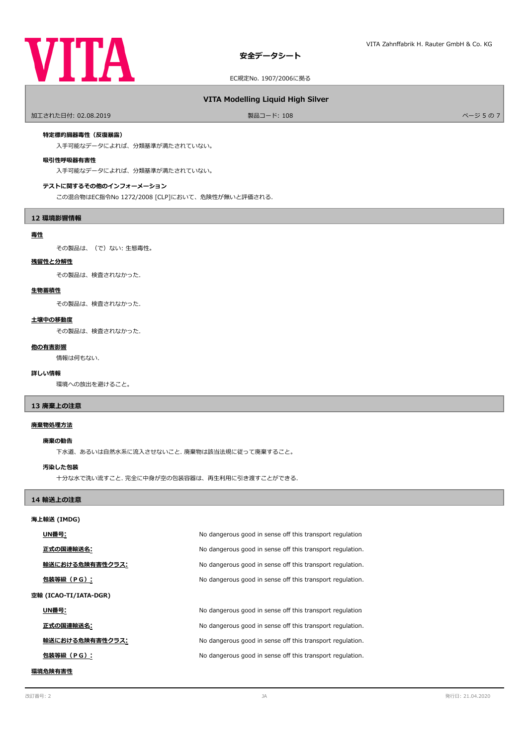**特定標的臓器毒性（反復暴露）**

入手可能なデータによれば、分類基準が満たされていない。

**吸引性呼吸器有害性**

入手可能なデータによれば、分類基準が満たされていない。

**テストに関するその他のインフォーメーション**

この混合物はEC指令No 1272/2008 [CLP]において、危険性が無いと評価される.

## 12 環境影響情報

**毒性**

その製品は、（で）ない: 生態毒性。

**残留性と分解性**

その製品は、検査されなかった.

**生物蓄積性**

その製品は、検査されなかった.

**土壌中の移動度**

その製品は、検査されなかった.

**他の有害影響**

情報は何もない.

**詳しい情報**

環境への放出を避けること。

## 13 廃棄上の注意

**廃棄物処理方法**

**廃棄の勧告**

下水道、あるいは自然水系に流入させないこと. 廃棄物は該当法規に従って廃棄すること。

**汚染した包装**

十分な水で洗い流すこと. 完全に中身が空の包装容器は、再生利用に引き渡すことができる.

## 14 輸送上の注意

**海上輸送 (IMDG)**

| | |
|---|---|
| **UN番号:** | No dangerous good in sense off this transport regulation |
| **正式の国連輸送名:** | No dangerous good in sense off this transport regulation. |
| **輸送における危険有害性クラス:** | No dangerous good in sense off this transport regulation. |
| **包装等級（ＰＧ）:** | No dangerous good in sense off this transport regulation. |

**空輸 (ICAO-TI/IATA-DGR)**

| | |
|---|---|
| **UN番号:** | No dangerous good in sense off this transport regulation |
| **正式の国連輸送名:** | No dangerous good in sense off this transport regulation. |
| **輸送における危険有害性クラス:** | No dangerous good in sense off this transport regulation. |
| **包装等級（ＰＧ）:** | No dangerous good in sense off this transport regulation. |

**環境危険有害性**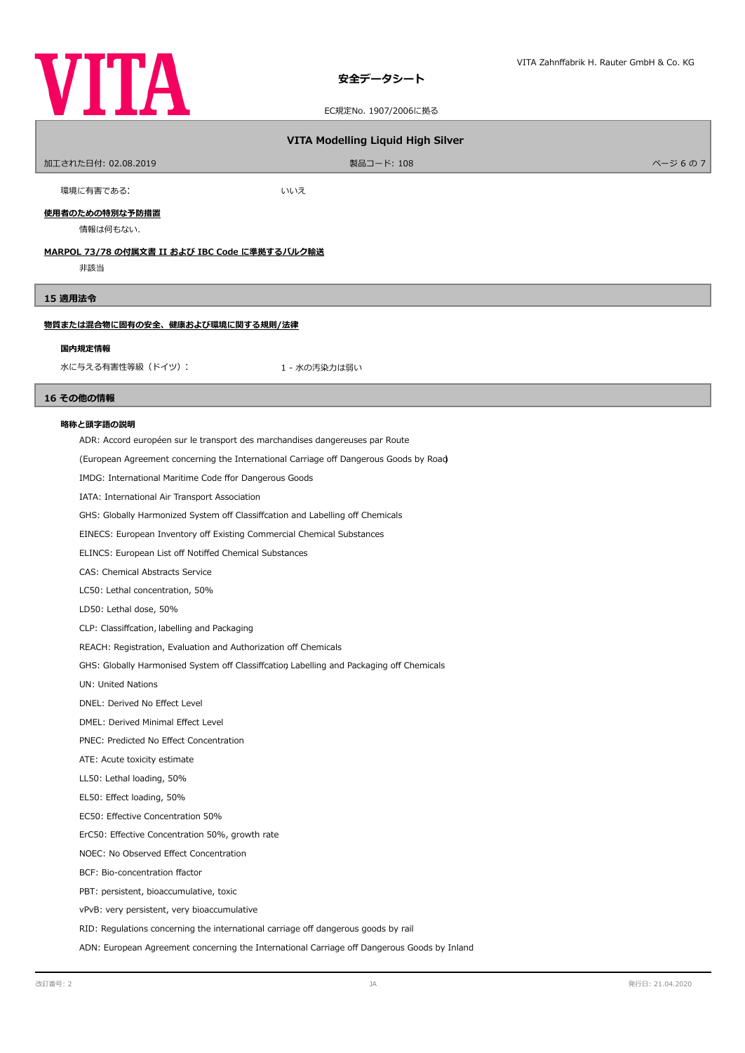環境に有害である:　いいえ

**使用者のための特別な予防措置**

情報は何もない.

**MARPOL 73/78 の付属文書 II および IBC Code に準拠するバルク輸送**

非該当

## 15 適用法令

**物質または混合物に固有の安全、健康および環境に関する規則/法律**

**国内規定情報**

水に与える有害性等級（ドイツ）:　1 - 水の汚染力は弱い

## 16 その他の情報

**略称と頭字語の説明**

ADR: Accord européen sur le transport des marchandises dangereuses par Route

(European Agreement concerning the International Carriage off Dangerous Goods by Road)

IMDG: International Maritime Code ffor Dangerous Goods

IATA: International Air Transport Association

GHS: Globally Harmonized System off Classiffcation and Labelling off Chemicals

EINECS: European Inventory off Existing Commercial Chemical Substances

ELINCS: European List off Notiffed Chemical Substances

CAS: Chemical Abstracts Service

LC50: Lethal concentration, 50%

LD50: Lethal dose, 50%

CLP: Classiffcation, labelling and Packaging

REACH: Registration, Evaluation and Authorization off Chemicals

GHS: Globally Harmonised System off Classiffcation, Labelling and Packaging off Chemicals

UN: United Nations

DNEL: Derived No Effect Level

DMEL: Derived Minimal Effect Level

PNEC: Predicted No Effect Concentration

ATE: Acute toxicity estimate

LL50: Lethal loading, 50%

EL50: Effect loading, 50%

EC50: Effective Concentration 50%

ErC50: Effective Concentration 50%, growth rate

NOEC: No Observed Effect Concentration

BCF: Bio-concentration ffactor

PBT: persistent, bioaccumulative, toxic

vPvB: very persistent, very bioaccumulative

RID: Regulations concerning the international carriage off dangerous goods by rail

ADN: European Agreement concerning the International Carriage off Dangerous Goods by Inland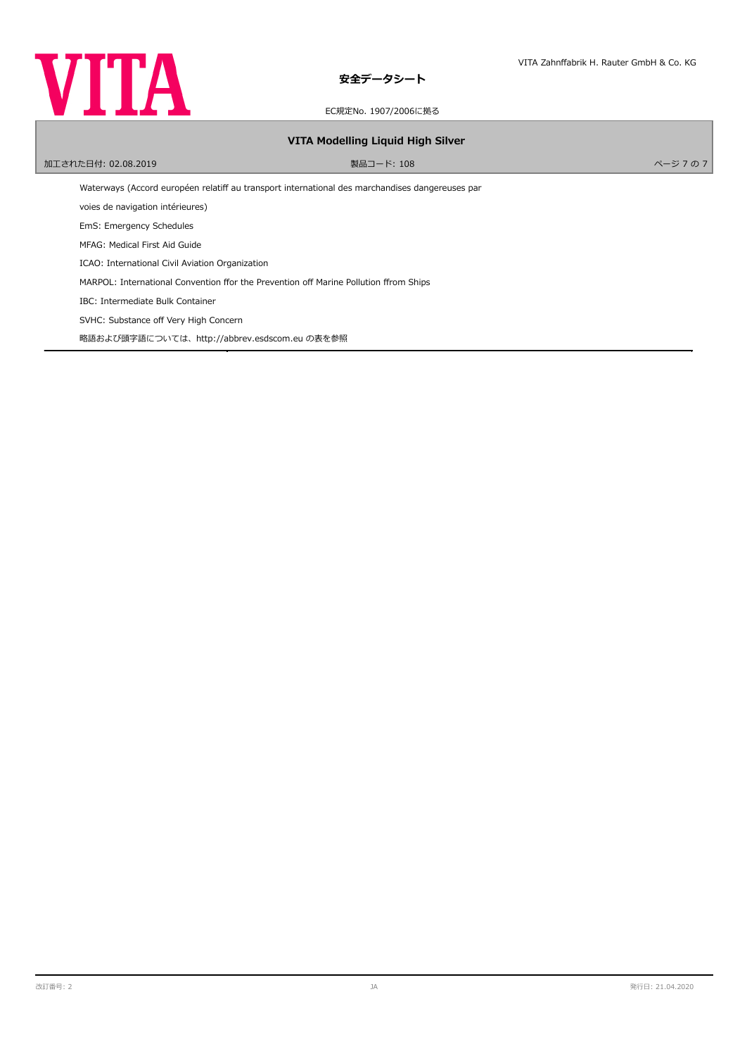Waterways (Accord européen relatiff au transport international des marchandises dangereuses par

voies de navigation intérieures)

EmS: Emergency Schedules

MFAG: Medical First Aid Guide

ICAO: International Civil Aviation Organization

MARPOL: International Convention ffor the Prevention off Marine Pollution ffrom Ships

IBC: Intermediate Bulk Container

SVHC: Substance off Very High Concern

略語および頭字語については、http://abbrev.esdscom.eu の表を参照